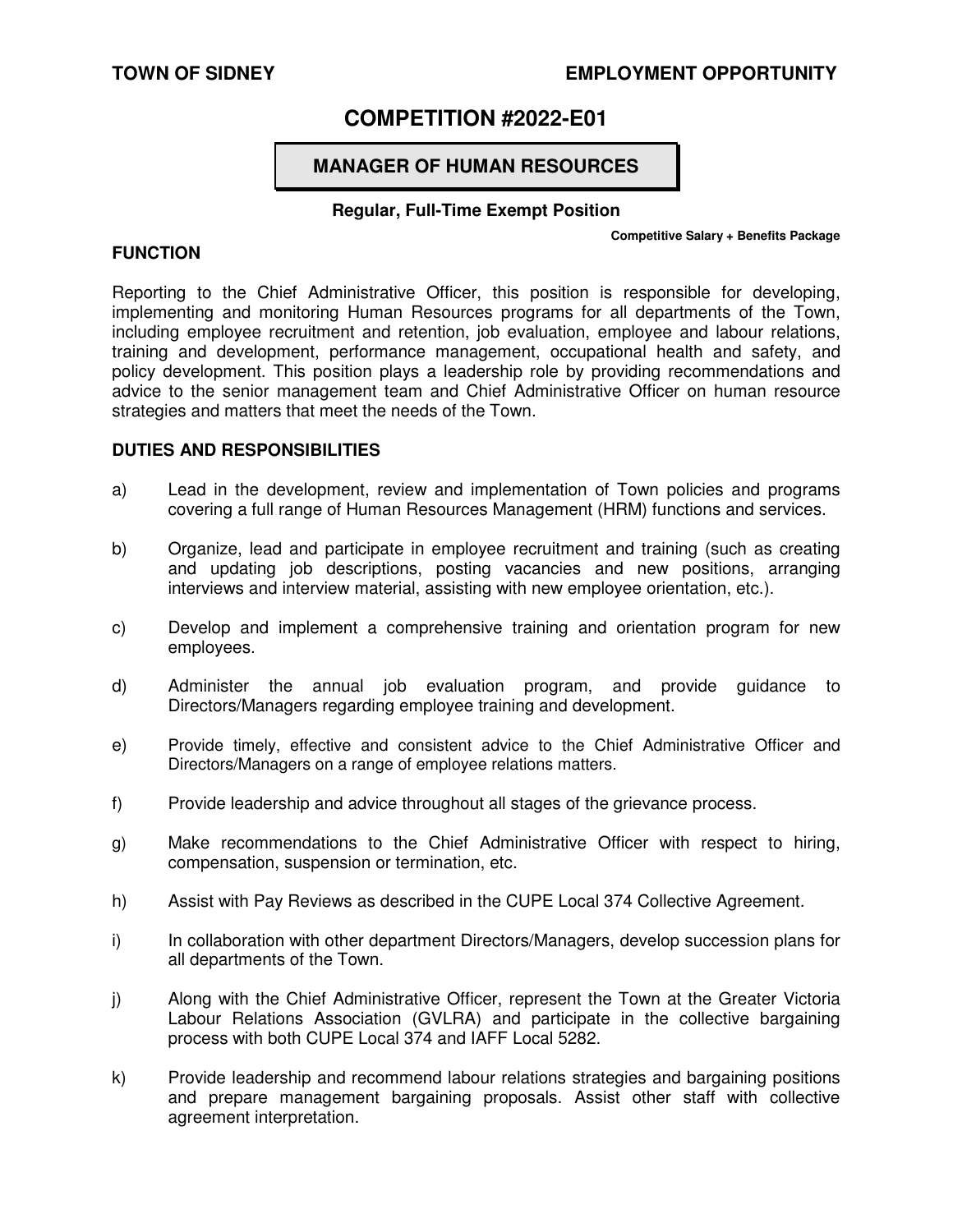**TOWN OF SIDNEY** **EMPLOYMENT OPPORTUNITY**

# COMPETITION #2022-E01

## MANAGER OF HUMAN RESOURCES

**Regular, Full-Time Exempt Position**

**Competitive Salary + Benefits Package**

### FUNCTION

Reporting to the Chief Administrative Officer, this position is responsible for developing, implementing and monitoring Human Resources programs for all departments of the Town, including employee recruitment and retention, job evaluation, employee and labour relations, training and development, performance management, occupational health and safety, and policy development. This position plays a leadership role by providing recommendations and advice to the senior management team and Chief Administrative Officer on human resource strategies and matters that meet the needs of the Town.

### DUTIES AND RESPONSIBILITIES

a) Lead in the development, review and implementation of Town policies and programs covering a full range of Human Resources Management (HRM) functions and services.

b) Organize, lead and participate in employee recruitment and training (such as creating and updating job descriptions, posting vacancies and new positions, arranging interviews and interview material, assisting with new employee orientation, etc.).

c) Develop and implement a comprehensive training and orientation program for new employees.

d) Administer the annual job evaluation program, and provide guidance to Directors/Managers regarding employee training and development.

e) Provide timely, effective and consistent advice to the Chief Administrative Officer and Directors/Managers on a range of employee relations matters.

f) Provide leadership and advice throughout all stages of the grievance process.

g) Make recommendations to the Chief Administrative Officer with respect to hiring, compensation, suspension or termination, etc.

h) Assist with Pay Reviews as described in the CUPE Local 374 Collective Agreement.

i) In collaboration with other department Directors/Managers, develop succession plans for all departments of the Town.

j) Along with the Chief Administrative Officer, represent the Town at the Greater Victoria Labour Relations Association (GVLRA) and participate in the collective bargaining process with both CUPE Local 374 and IAFF Local 5282.

k) Provide leadership and recommend labour relations strategies and bargaining positions and prepare management bargaining proposals. Assist other staff with collective agreement interpretation.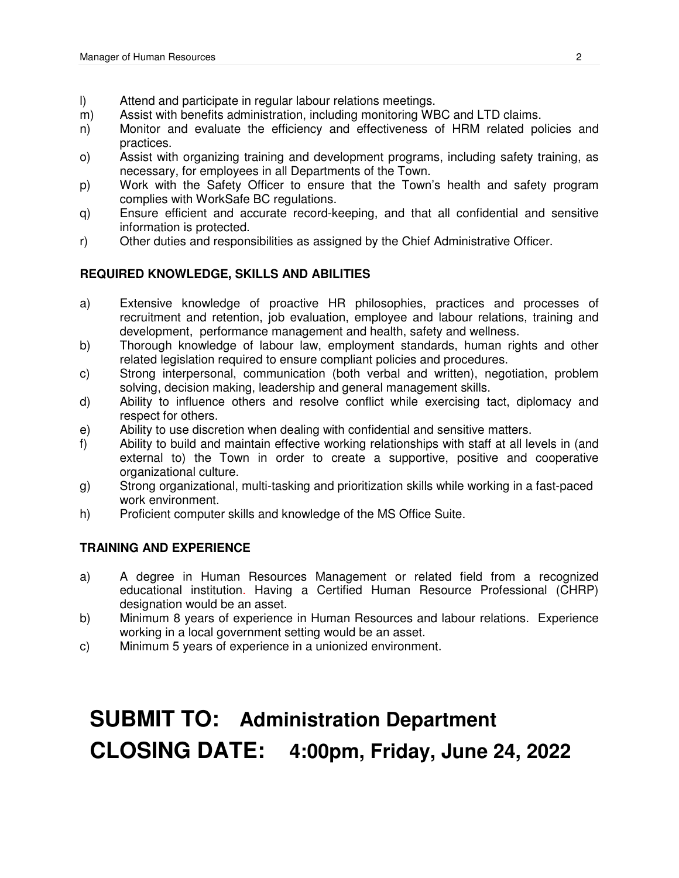l) Attend and participate in regular labour relations meetings.
m) Assist with benefits administration, including monitoring WBC and LTD claims.
n) Monitor and evaluate the efficiency and effectiveness of HRM related policies and practices.
o) Assist with organizing training and development programs, including safety training, as necessary, for employees in all Departments of the Town.
p) Work with the Safety Officer to ensure that the Town's health and safety program complies with WorkSafe BC regulations.
q) Ensure efficient and accurate record-keeping, and that all confidential and sensitive information is protected.
r) Other duties and responsibilities as assigned by the Chief Administrative Officer.

**REQUIRED KNOWLEDGE, SKILLS AND ABILITIES**

a) Extensive knowledge of proactive HR philosophies, practices and processes of recruitment and retention, job evaluation, employee and labour relations, training and development, performance management and health, safety and wellness.
b) Thorough knowledge of labour law, employment standards, human rights and other related legislation required to ensure compliant policies and procedures.
c) Strong interpersonal, communication (both verbal and written), negotiation, problem solving, decision making, leadership and general management skills.
d) Ability to influence others and resolve conflict while exercising tact, diplomacy and respect for others.
e) Ability to use discretion when dealing with confidential and sensitive matters.
f) Ability to build and maintain effective working relationships with staff at all levels in (and external to) the Town in order to create a supportive, positive and cooperative organizational culture.
g) Strong organizational, multi-tasking and prioritization skills while working in a fast-paced work environment.
h) Proficient computer skills and knowledge of the MS Office Suite.

**TRAINING AND EXPERIENCE**

a) A degree in Human Resources Management or related field from a recognized educational institution. Having a Certified Human Resource Professional (CHRP) designation would be an asset.
b) Minimum 8 years of experience in Human Resources and labour relations. Experience working in a local government setting would be an asset.
c) Minimum 5 years of experience in a unionized environment.

## SUBMIT TO: Administration Department

## CLOSING DATE: 4:00pm, Friday, June 24, 2022